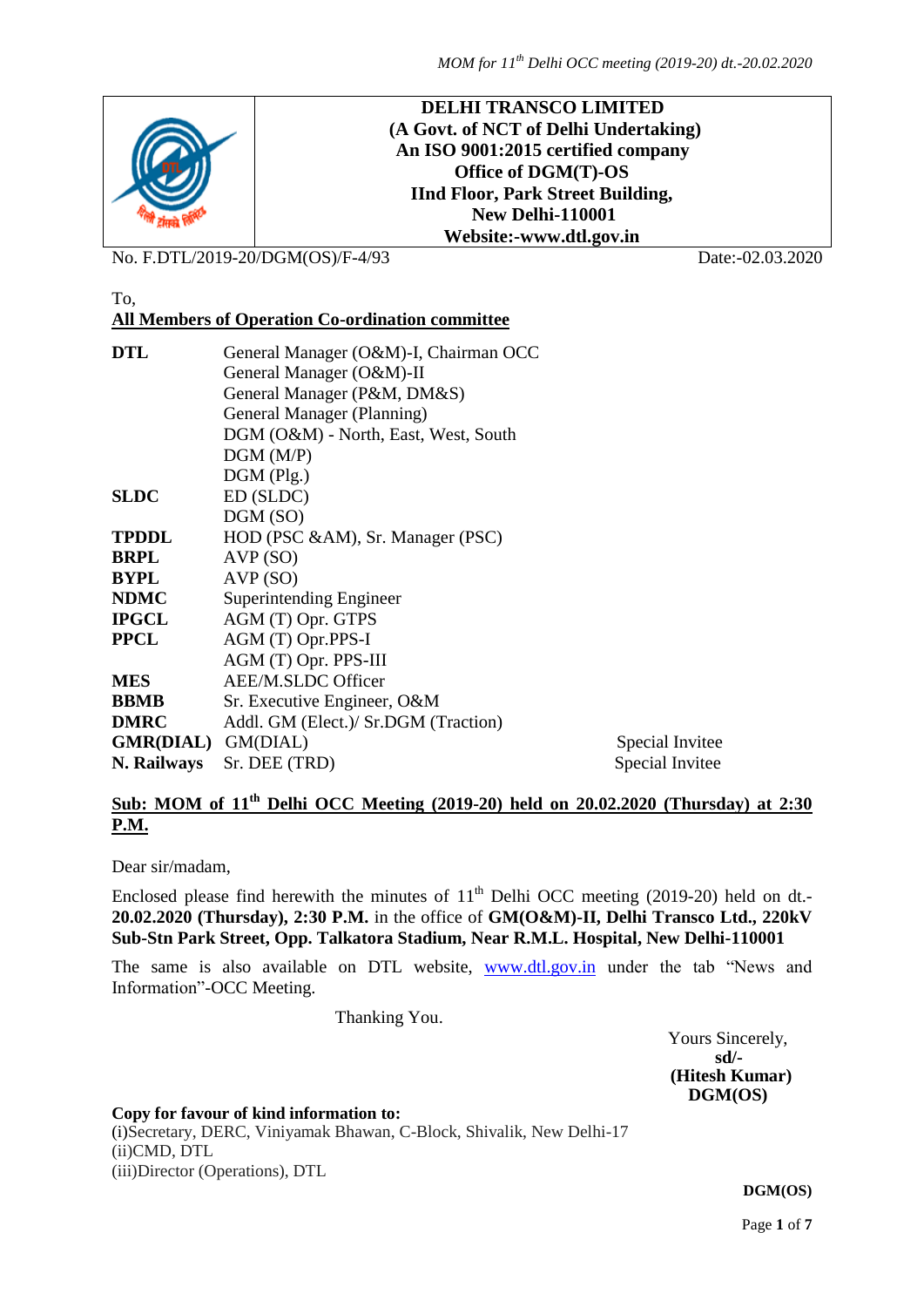**DELHI TRANSCO LIMITED**
**(A Govt. of NCT of Delhi Undertaking)**
**An ISO 9001:2015 certified company**
**Office of DGM(T)-OS**
**IInd Floor, Park Street Building,**
**New Delhi-110001**
**Website:-www.dtl.gov.in**

No. F.DTL/2019-20/DGM(OS)/F-4/93 Date:-02.03.2020

To,
**All Members of Operation Co-ordination committee**

| | | |
|---|---|---|
| **DTL** | General Manager (O&M)-I, Chairman OCC | |
| | General Manager (O&M)-II | |
| | General Manager (P&M, DM&S) | |
| | General Manager (Planning) | |
| | DGM (O&M) - North, East, West, South | |
| | DGM (M/P) | |
| | DGM (Plg.) | |
| **SLDC** | ED (SLDC) | |
| | DGM (SO) | |
| **TPDDL** | HOD (PSC &AM), Sr. Manager (PSC) | |
| **BRPL** | AVP (SO) | |
| **BYPL** | AVP (SO) | |
| **NDMC** | Superintending Engineer | |
| **IPGCL** | AGM (T) Opr. GTPS | |
| **PPCL** | AGM (T) Opr.PPS-I | |
| | AGM (T) Opr. PPS-III | |
| **MES** | AEE/M.SLDC Officer | |
| **BBMB** | Sr. Executive Engineer, O&M | |
| **DMRC** | Addl. GM (Elect.)/ Sr.DGM (Traction) | |
| **GMR(DIAL)** | GM(DIAL) | Special Invitee |
| **N. Railways** | Sr. DEE (TRD) | Special Invitee |

**Sub: MOM of 11th Delhi OCC Meeting (2019-20) held on 20.02.2020 (Thursday) at 2:30 P.M.**

Dear sir/madam,

Enclosed please find herewith the minutes of 11th Delhi OCC meeting (2019-20) held on dt.- **20.02.2020 (Thursday), 2:30 P.M.** in the office of **GM(O&M)-II, Delhi Transco Ltd., 220kV Sub-Stn Park Street, Opp. Talkatora Stadium, Near R.M.L. Hospital, New Delhi-110001**

The same is also available on DTL website, www.dtl.gov.in under the tab "News and Information"-OCC Meeting.

Thanking You.

Yours Sincerely,
**sd/-**
**(Hitesh Kumar)**
**DGM(OS)**

**Copy for favour of kind information to:**
(i)Secretary, DERC, Viniyamak Bhawan, C-Block, Shivalik, New Delhi-17
(ii)CMD, DTL
(iii)Director (Operations), DTL

**DGM(OS)**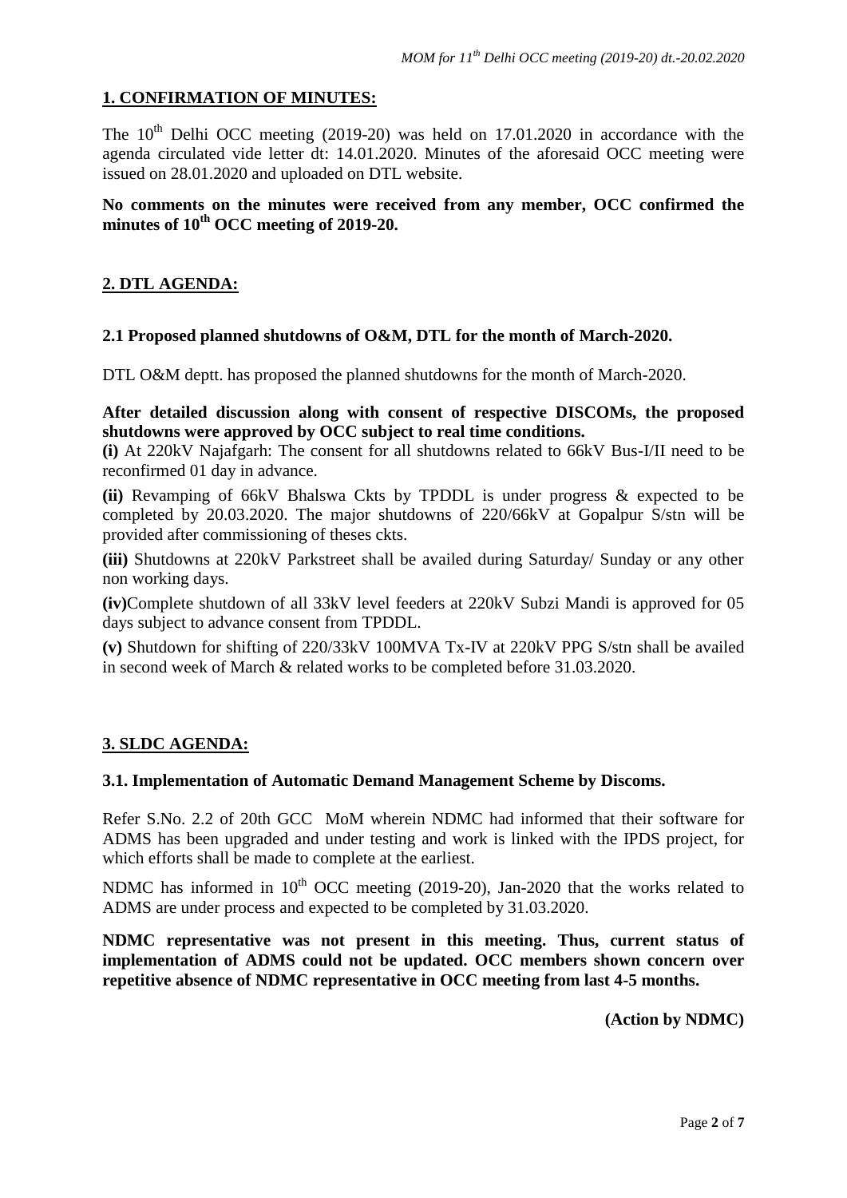## 1. CONFIRMATION OF MINUTES:

The 10th Delhi OCC meeting (2019-20) was held on 17.01.2020 in accordance with the agenda circulated vide letter dt: 14.01.2020. Minutes of the aforesaid OCC meeting were issued on 28.01.2020 and uploaded on DTL website.

**No comments on the minutes were received from any member, OCC confirmed the minutes of 10th OCC meeting of 2019-20.**

## 2. DTL AGENDA:

### 2.1 Proposed planned shutdowns of O&M, DTL for the month of March-2020.

DTL O&M deptt. has proposed the planned shutdowns for the month of March-2020.

**After detailed discussion along with consent of respective DISCOMs, the proposed shutdowns were approved by OCC subject to real time conditions.**

**(i)** At 220kV Najafgarh: The consent for all shutdowns related to 66kV Bus-I/II need to be reconfirmed 01 day in advance.

**(ii)** Revamping of 66kV Bhalswa Ckts by TPDDL is under progress & expected to be completed by 20.03.2020. The major shutdowns of 220/66kV at Gopalpur S/stn will be provided after commissioning of theses ckts.

**(iii)** Shutdowns at 220kV Parkstreet shall be availed during Saturday/ Sunday or any other non working days.

**(iv)**Complete shutdown of all 33kV level feeders at 220kV Subzi Mandi is approved for 05 days subject to advance consent from TPDDL.

**(v)** Shutdown for shifting of 220/33kV 100MVA Tx-IV at 220kV PPG S/stn shall be availed in second week of March & related works to be completed before 31.03.2020.

## 3. SLDC AGENDA:

### 3.1. Implementation of Automatic Demand Management Scheme by Discoms.

Refer S.No. 2.2 of 20th GCC MoM wherein NDMC had informed that their software for ADMS has been upgraded and under testing and work is linked with the IPDS project, for which efforts shall be made to complete at the earliest.

NDMC has informed in 10th OCC meeting (2019-20), Jan-2020 that the works related to ADMS are under process and expected to be completed by 31.03.2020.

**NDMC representative was not present in this meeting. Thus, current status of implementation of ADMS could not be updated. OCC members shown concern over repetitive absence of NDMC representative in OCC meeting from last 4-5 months.**

**(Action by NDMC)**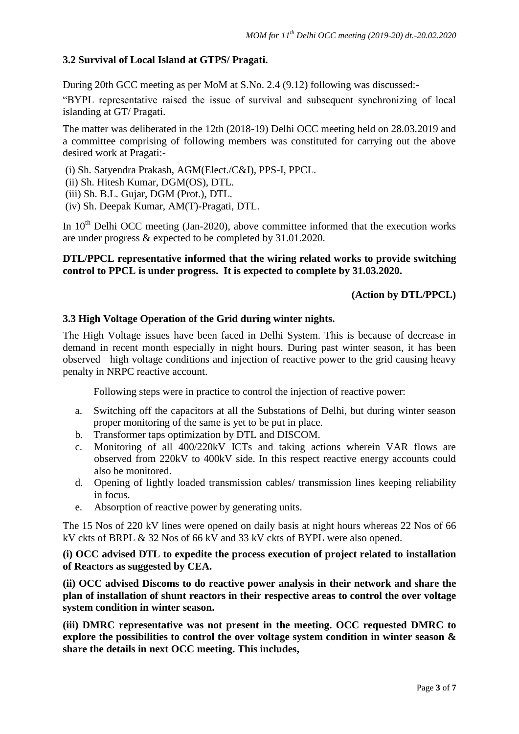### 3.2 Survival of Local Island at GTPS/ Pragati.

During 20th GCC meeting as per MoM at S.No. 2.4 (9.12) following was discussed:-

"BYPL representative raised the issue of survival and subsequent synchronizing of local islanding at GT/ Pragati.

The matter was deliberated in the 12th (2018-19) Delhi OCC meeting held on 28.03.2019 and a committee comprising of following members was constituted for carrying out the above desired work at Pragati:-

(i) Sh. Satyendra Prakash, AGM(Elect./C&I), PPS-I, PPCL.
(ii) Sh. Hitesh Kumar, DGM(OS), DTL.
(iii) Sh. B.L. Gujar, DGM (Prot.), DTL.
(iv) Sh. Deepak Kumar, AM(T)-Pragati, DTL.

In 10th Delhi OCC meeting (Jan-2020), above committee informed that the execution works are under progress & expected to be completed by 31.01.2020.

**DTL/PPCL representative informed that the wiring related works to provide switching control to PPCL is under progress. It is expected to complete by 31.03.2020.**

**(Action by DTL/PPCL)**

### 3.3 High Voltage Operation of the Grid during winter nights.

The High Voltage issues have been faced in Delhi System. This is because of decrease in demand in recent month especially in night hours. During past winter season, it has been observed high voltage conditions and injection of reactive power to the grid causing heavy penalty in NRPC reactive account.

Following steps were in practice to control the injection of reactive power:

a. Switching off the capacitors at all the Substations of Delhi, but during winter season proper monitoring of the same is yet to be put in place.
b. Transformer taps optimization by DTL and DISCOM.
c. Monitoring of all 400/220kV ICTs and taking actions wherein VAR flows are observed from 220kV to 400kV side. In this respect reactive energy accounts could also be monitored.
d. Opening of lightly loaded transmission cables/ transmission lines keeping reliability in focus.
e. Absorption of reactive power by generating units.

The 15 Nos of 220 kV lines were opened on daily basis at night hours whereas 22 Nos of 66 kV ckts of BRPL & 32 Nos of 66 kV and 33 kV ckts of BYPL were also opened.

**(i) OCC advised DTL to expedite the process execution of project related to installation of Reactors as suggested by CEA.**

**(ii) OCC advised Discoms to do reactive power analysis in their network and share the plan of installation of shunt reactors in their respective areas to control the over voltage system condition in winter season.**

**(iii) DMRC representative was not present in the meeting. OCC requested DMRC to explore the possibilities to control the over voltage system condition in winter season & share the details in next OCC meeting. This includes,**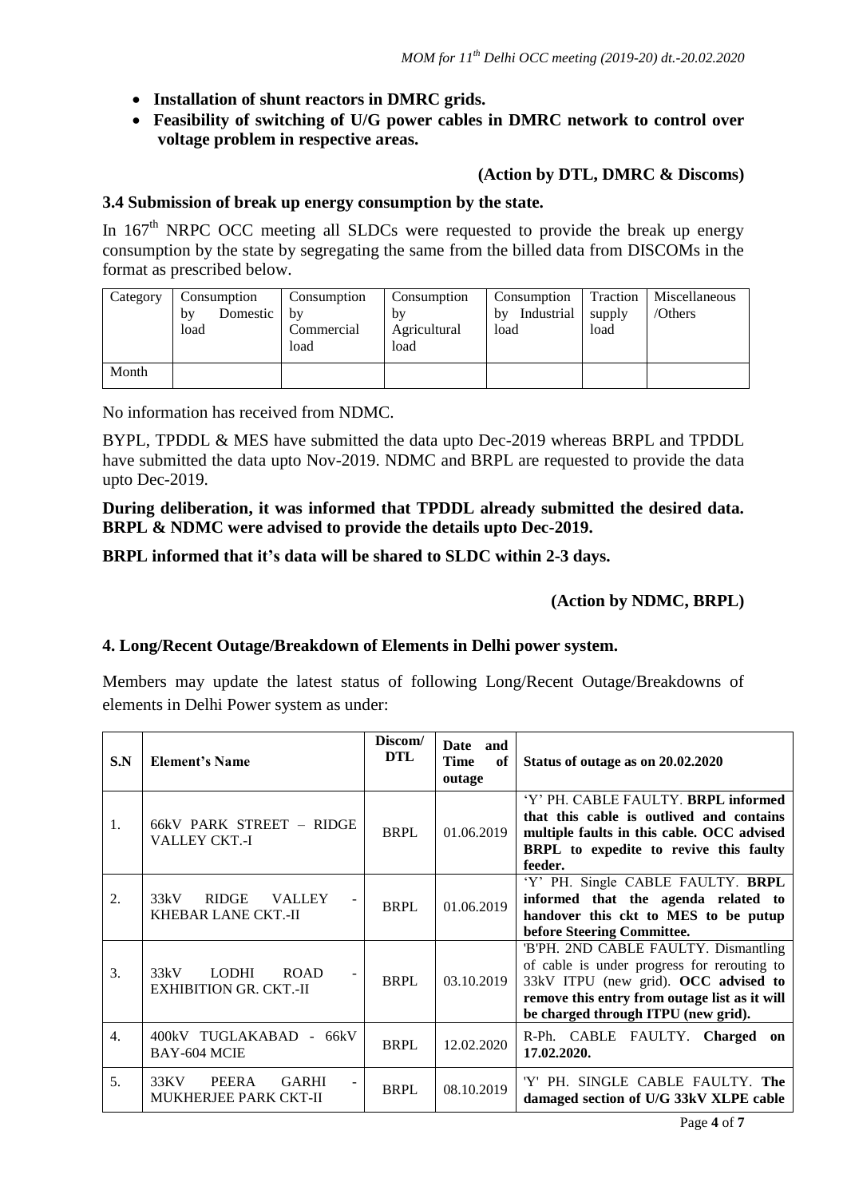- **Installation of shunt reactors in DMRC grids.**
- **Feasibility of switching of U/G power cables in DMRC network to control over voltage problem in respective areas.**

**(Action by DTL, DMRC & Discoms)**

### 3.4 Submission of break up energy consumption by the state.

In 167th NRPC OCC meeting all SLDCs were requested to provide the break up energy consumption by the state by segregating the same from the billed data from DISCOMs in the format as prescribed below.

| Category | Consumption by Domestic load | Consumption by Commercial load | Consumption by Agricultural load | Consumption by Industrial load | Traction supply load | Miscellaneous /Others |
|---|---|---|---|---|---|---|
| Month | | | | | | |

No information has received from NDMC.

BYPL, TPDDL & MES have submitted the data upto Dec-2019 whereas BRPL and TPDDL have submitted the data upto Nov-2019. NDMC and BRPL are requested to provide the data upto Dec-2019.

**During deliberation, it was informed that TPDDL already submitted the desired data. BRPL & NDMC were advised to provide the details upto Dec-2019.**

**BRPL informed that it's data will be shared to SLDC within 2-3 days.**

**(Action by NDMC, BRPL)**

## 4. Long/Recent Outage/Breakdown of Elements in Delhi power system.

Members may update the latest status of following Long/Recent Outage/Breakdowns of elements in Delhi Power system as under:

| S.N | Element's Name | Discom/ DTL | Date and Time of outage | Status of outage as on 20.02.2020 |
|---|---|---|---|---|
| 1. | 66kV PARK STREET – RIDGE VALLEY CKT.-I | BRPL | 01.06.2019 | 'Y' PH. CABLE FAULTY. **BRPL informed that this cable is outlived and contains multiple faults in this cable. OCC advised BRPL to expedite to revive this faulty feeder.** |
| 2. | 33kV RIDGE VALLEY - KHEBAR LANE CKT.-II | BRPL | 01.06.2019 | 'Y' PH. Single CABLE FAULTY. **BRPL informed that the agenda related to handover this ckt to MES to be putup before Steering Committee.** |
| 3. | 33kV LODHI ROAD - EXHIBITION GR. CKT.-II | BRPL | 03.10.2019 | 'B'PH. 2ND CABLE FAULTY. Dismantling of cable is under progress for rerouting to 33kV ITPU (new grid). **OCC advised to remove this entry from outage list as it will be charged through ITPU (new grid).** |
| 4. | 400kV TUGLAKABAD - 66kV BAY-604 MCIE | BRPL | 12.02.2020 | R-Ph. CABLE FAULTY. **Charged on 17.02.2020.** |
| 5. | 33KV PEERA GARHI - MUKHERJEE PARK CKT-II | BRPL | 08.10.2019 | 'Y' PH. SINGLE CABLE FAULTY. **The damaged section of U/G 33kV XLPE cable** |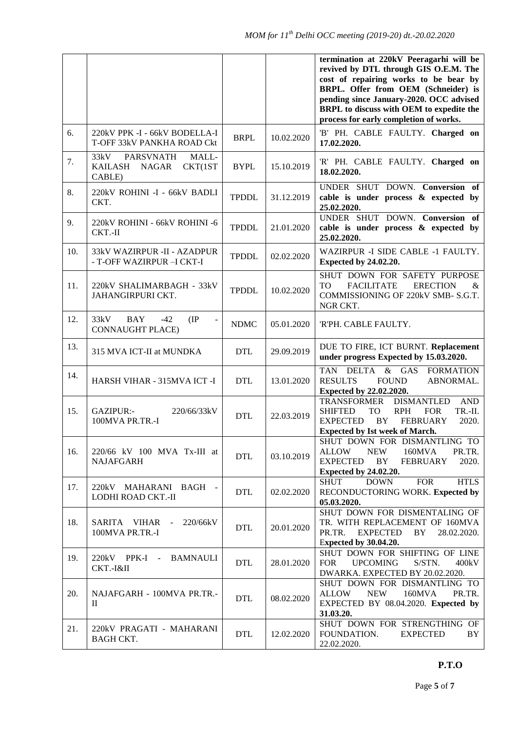| | | | | |
|---|---|---|---|---|
| | | | | **termination at 220kV Peeragarhi will be revived by DTL through GIS O.E.M. The cost of repairing works to be bear by BRPL. Offer from OEM (Schneider) is pending since January-2020. OCC advised BRPL to discuss with OEM to expedite the process for early completion of works.** |
| 6. | 220kV PPK -I - 66kV BODELLA-I T-OFF 33kV PANKHA ROAD Ckt | BRPL | 10.02.2020 | 'B' PH. CABLE FAULTY. **Charged on 17.02.2020.** |
| 7. | 33kV PARSVNATH MALL-KAILASH NAGAR CKT(1ST CABLE) | BYPL | 15.10.2019 | 'R' PH. CABLE FAULTY. **Charged on 18.02.2020.** |
| 8. | 220kV ROHINI -I - 66kV BADLI CKT. | TPDDL | 31.12.2019 | UNDER SHUT DOWN. **Conversion of cable is under process & expected by 25.02.2020.** |
| 9. | 220kV ROHINI - 66kV ROHINI -6 CKT.-II | TPDDL | 21.01.2020 | UNDER SHUT DOWN. **Conversion of cable is under process & expected by 25.02.2020.** |
| 10. | 33kV WAZIRPUR -II - AZADPUR - T-OFF WAZIRPUR –I CKT-I | TPDDL | 02.02.2020 | WAZIRPUR -I SIDE CABLE -1 FAULTY. **Expected by 24.02.20.** |
| 11. | 220kV SHALIMARBAGH - 33kV JAHANGIRPURI CKT. | TPDDL | 10.02.2020 | SHUT DOWN FOR SAFETY PURPOSE TO FACILITATE ERECTION & COMMISSIONING OF 220kV SMB- S.G.T. NGR CKT. |
| 12. | 33kV BAY -42 (IP - CONNAUGHT PLACE) | NDMC | 05.01.2020 | 'R'PH. CABLE FAULTY. |
| 13. | 315 MVA ICT-II at MUNDKA | DTL | 29.09.2019 | DUE TO FIRE, ICT BURNT. **Replacement under progress Expected by 15.03.2020.** |
| 14. | HARSH VIHAR - 315MVA ICT -I | DTL | 13.01.2020 | TAN DELTA & GAS FORMATION RESULTS FOUND ABNORMAL. **Expected by 22.02.2020.** |
| 15. | GAZIPUR:- 220/66/33kV 100MVA PR.TR.-I | DTL | 22.03.2019 | TRANSFORMER DISMANTLED AND SHIFTED TO RPH FOR TR.-II. EXPECTED BY FEBRUARY 2020. **Expected by Ist week of March.** |
| 16. | 220/66 kV 100 MVA Tx-III at NAJAFGARH | DTL | 03.10.2019 | SHUT DOWN FOR DISMANTLING TO ALLOW NEW 160MVA PR.TR. EXPECTED BY FEBRUARY 2020. **Expected by 24.02.20.** |
| 17. | 220kV MAHARANI BAGH - LODHI ROAD CKT.-II | DTL | 02.02.2020 | SHUT DOWN FOR HTLS RECONDUCTORING WORK. **Expected by 05.03.2020.** |
| 18. | SARITA VIHAR - 220/66kV 100MVA PR.TR.-I | DTL | 20.01.2020 | SHUT DOWN FOR DISMENTALING OF TR. WITH REPLACEMENT OF 160MVA PR.TR. EXPECTED BY 28.02.2020. **Expected by 30.04.20.** |
| 19. | 220kV PPK-I - BAMNAULI CKT.-I&II | DTL | 28.01.2020 | SHUT DOWN FOR SHIFTING OF LINE FOR UPCOMING S/STN. 400kV DWARKA. EXPECTED BY 20.02.2020. |
| 20. | NAJAFGARH - 100MVA PR.TR.-II | DTL | 08.02.2020 | SHUT DOWN FOR DISMANTLING TO ALLOW NEW 160MVA PR.TR. EXPECTED BY 08.04.2020. **Expected by 31.03.20.** |
| 21. | 220kV PRAGATI - MAHARANI BAGH CKT. | DTL | 12.02.2020 | SHUT DOWN FOR STRENGTHING OF FOUNDATION. EXPECTED BY 22.02.2020. |

**P.T.O**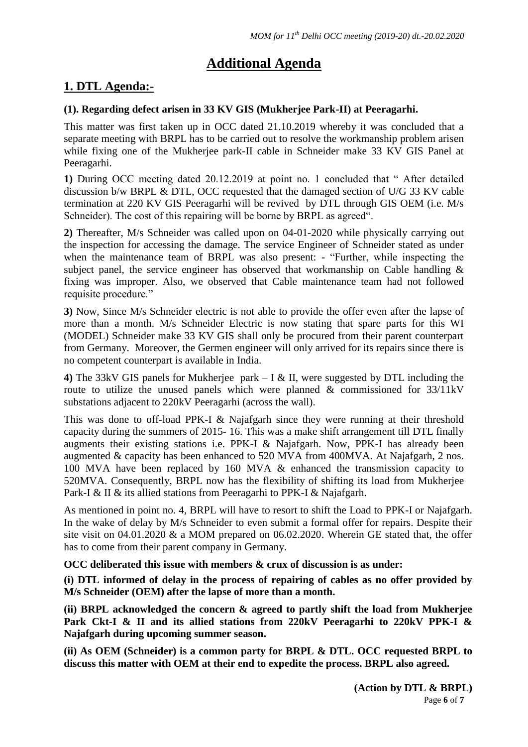# Additional Agenda

## 1. DTL Agenda:-

### (1). Regarding defect arisen in 33 KV GIS (Mukherjee Park-II) at Peeragarhi.

This matter was first taken up in OCC dated 21.10.2019 whereby it was concluded that a separate meeting with BRPL has to be carried out to resolve the workmanship problem arisen while fixing one of the Mukherjee park-II cable in Schneider make 33 KV GIS Panel at Peeragarhi.

**1)** During OCC meeting dated 20.12.2019 at point no. 1 concluded that " After detailed discussion b/w BRPL & DTL, OCC requested that the damaged section of U/G 33 KV cable termination at 220 KV GIS Peeragarhi will be revived by DTL through GIS OEM (i.e. M/s Schneider). The cost of this repairing will be borne by BRPL as agreed".

**2)** Thereafter, M/s Schneider was called upon on 04-01-2020 while physically carrying out the inspection for accessing the damage. The service Engineer of Schneider stated as under when the maintenance team of BRPL was also present: - "Further, while inspecting the subject panel, the service engineer has observed that workmanship on Cable handling & fixing was improper. Also, we observed that Cable maintenance team had not followed requisite procedure."

**3)** Now, Since M/s Schneider electric is not able to provide the offer even after the lapse of more than a month. M/s Schneider Electric is now stating that spare parts for this WI (MODEL) Schneider make 33 KV GIS shall only be procured from their parent counterpart from Germany. Moreover, the Germen engineer will only arrived for its repairs since there is no competent counterpart is available in India.

**4)** The 33kV GIS panels for Mukherjee park – I & II, were suggested by DTL including the route to utilize the unused panels which were planned & commissioned for 33/11kV substations adjacent to 220kV Peeragarhi (across the wall).

This was done to off-load PPK-I & Najafgarh since they were running at their threshold capacity during the summers of 2015- 16. This was a make shift arrangement till DTL finally augments their existing stations i.e. PPK-I & Najafgarh. Now, PPK-I has already been augmented & capacity has been enhanced to 520 MVA from 400MVA. At Najafgarh, 2 nos. 100 MVA have been replaced by 160 MVA & enhanced the transmission capacity to 520MVA. Consequently, BRPL now has the flexibility of shifting its load from Mukherjee Park-I & II & its allied stations from Peeragarhi to PPK-I & Najafgarh.

As mentioned in point no. 4, BRPL will have to resort to shift the Load to PPK-I or Najafgarh. In the wake of delay by M/s Schneider to even submit a formal offer for repairs. Despite their site visit on 04.01.2020 & a MOM prepared on 06.02.2020. Wherein GE stated that, the offer has to come from their parent company in Germany.

**OCC deliberated this issue with members & crux of discussion is as under:**

**(i) DTL informed of delay in the process of repairing of cables as no offer provided by M/s Schneider (OEM) after the lapse of more than a month.**

**(ii) BRPL acknowledged the concern & agreed to partly shift the load from Mukherjee Park Ckt-I & II and its allied stations from 220kV Peeragarhi to 220kV PPK-I & Najafgarh during upcoming summer season.**

**(ii) As OEM (Schneider) is a common party for BRPL & DTL. OCC requested BRPL to discuss this matter with OEM at their end to expedite the process. BRPL also agreed.**

**(Action by DTL & BRPL)**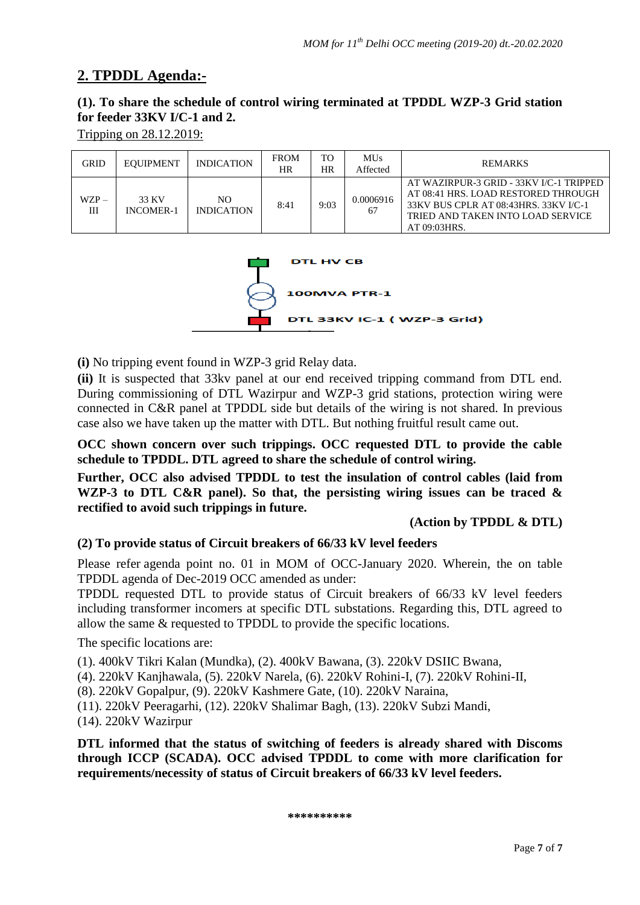## 2. TPDDL Agenda:-

### (1). To share the schedule of control wiring terminated at TPDDL WZP-3 Grid station for feeder 33KV I/C-1 and 2.

Tripping on 28.12.2019:

| GRID | EQUIPMENT | INDICATION | FROM HR | TO HR | MUs Affected | REMARKS |
|---|---|---|---|---|---|---|
| WZP – III | 33 KV INCOMER-1 | NO INDICATION | 8:41 | 9:03 | 0.000691667 | AT WAZIRPUR-3 GRID - 33KV I/C-1 TRIPPED AT 08:41 HRS. LOAD RESTORED THROUGH 33KV BUS CPLR AT 08:43HRS. 33KV I/C-1 TRIED AND TAKEN INTO LOAD SERVICE AT 09:03HRS. |

DTL HV CB

100MVA PTR-1

DTL 33KV IC-1 ( WZP-3 Grid)

**(i)** No tripping event found in WZP-3 grid Relay data.

**(ii)** It is suspected that 33kv panel at our end received tripping command from DTL end. During commissioning of DTL Wazirpur and WZP-3 grid stations, protection wiring were connected in C&R panel at TPDDL side but details of the wiring is not shared. In previous case also we have taken up the matter with DTL. But nothing fruitful result came out.

**OCC shown concern over such trippings. OCC requested DTL to provide the cable schedule to TPDDL. DTL agreed to share the schedule of control wiring.**

**Further, OCC also advised TPDDL to test the insulation of control cables (laid from WZP-3 to DTL C&R panel). So that, the persisting wiring issues can be traced & rectified to avoid such trippings in future.**

**(Action by TPDDL & DTL)**

### (2) To provide status of Circuit breakers of 66/33 kV level feeders

Please refer agenda point no. 01 in MOM of OCC-January 2020. Wherein, the on table TPDDL agenda of Dec-2019 OCC amended as under:

TPDDL requested DTL to provide status of Circuit breakers of 66/33 kV level feeders including transformer incomers at specific DTL substations. Regarding this, DTL agreed to allow the same & requested to TPDDL to provide the specific locations.

The specific locations are:

(1). 400kV Tikri Kalan (Mundka), (2). 400kV Bawana, (3). 220kV DSIIC Bwana,
(4). 220kV Kanjhawala, (5). 220kV Narela, (6). 220kV Rohini-I, (7). 220kV Rohini-II,
(8). 220kV Gopalpur, (9). 220kV Kashmere Gate, (10). 220kV Naraina,
(11). 220kV Peeragarhi, (12). 220kV Shalimar Bagh, (13). 220kV Subzi Mandi,
(14). 220kV Wazirpur

**DTL informed that the status of switching of feeders is already shared with Discoms through ICCP (SCADA). OCC advised TPDDL to come with more clarification for requirements/necessity of status of Circuit breakers of 66/33 kV level feeders.**

**********